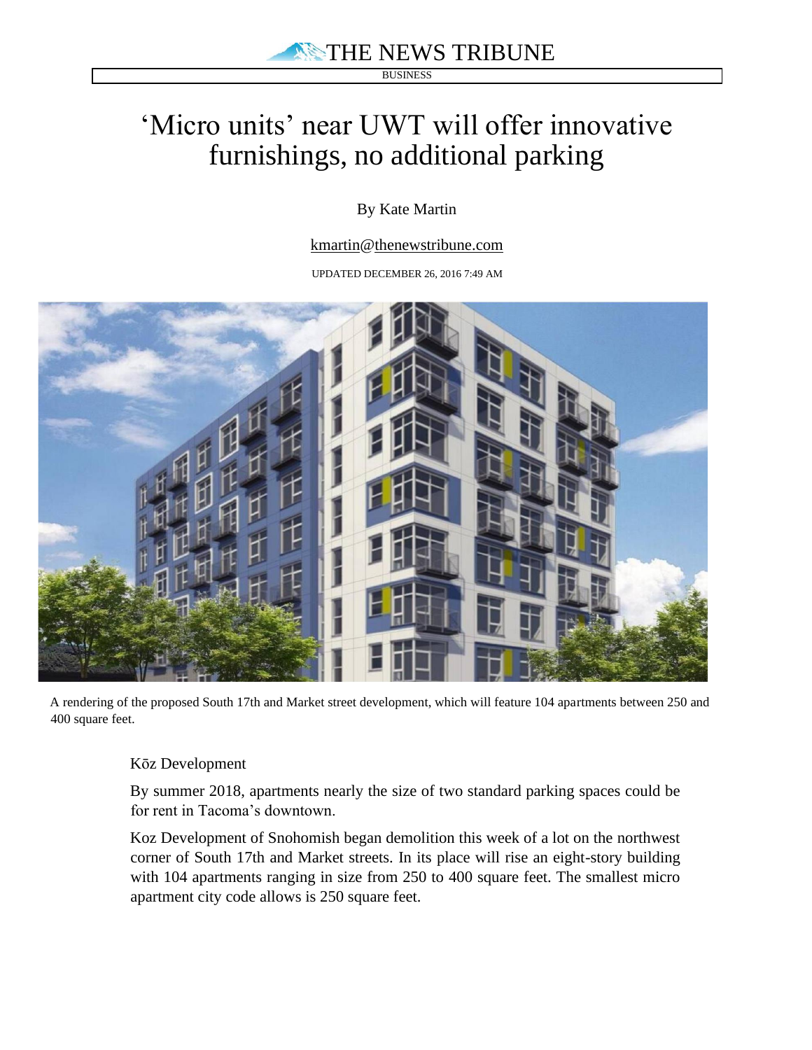THE NEWS TRIBUNE

BUSINESS

# 'Micro units' near UWT will offer innovative furnishings, no additional parking

By Kate Martin

kmartin@thenewstribune.com

UPDATED DECEMBER 26, 2016 7:49 AM

A rendering of the proposed South 17th and Market street development, which will feature 104 apartments between 250 and 400 square feet.

Kōz Development

By summer 2018, apartments nearly the size of two standard parking spaces could be for rent in Tacoma's downtown.

Koz Development of Snohomish began demolition this week of a lot on the northwest corner of South 17th and Market streets. In its place will rise an eight-story building with 104 apartments ranging in size from 250 to 400 square feet. The smallest micro apartment city code allows is 250 square feet.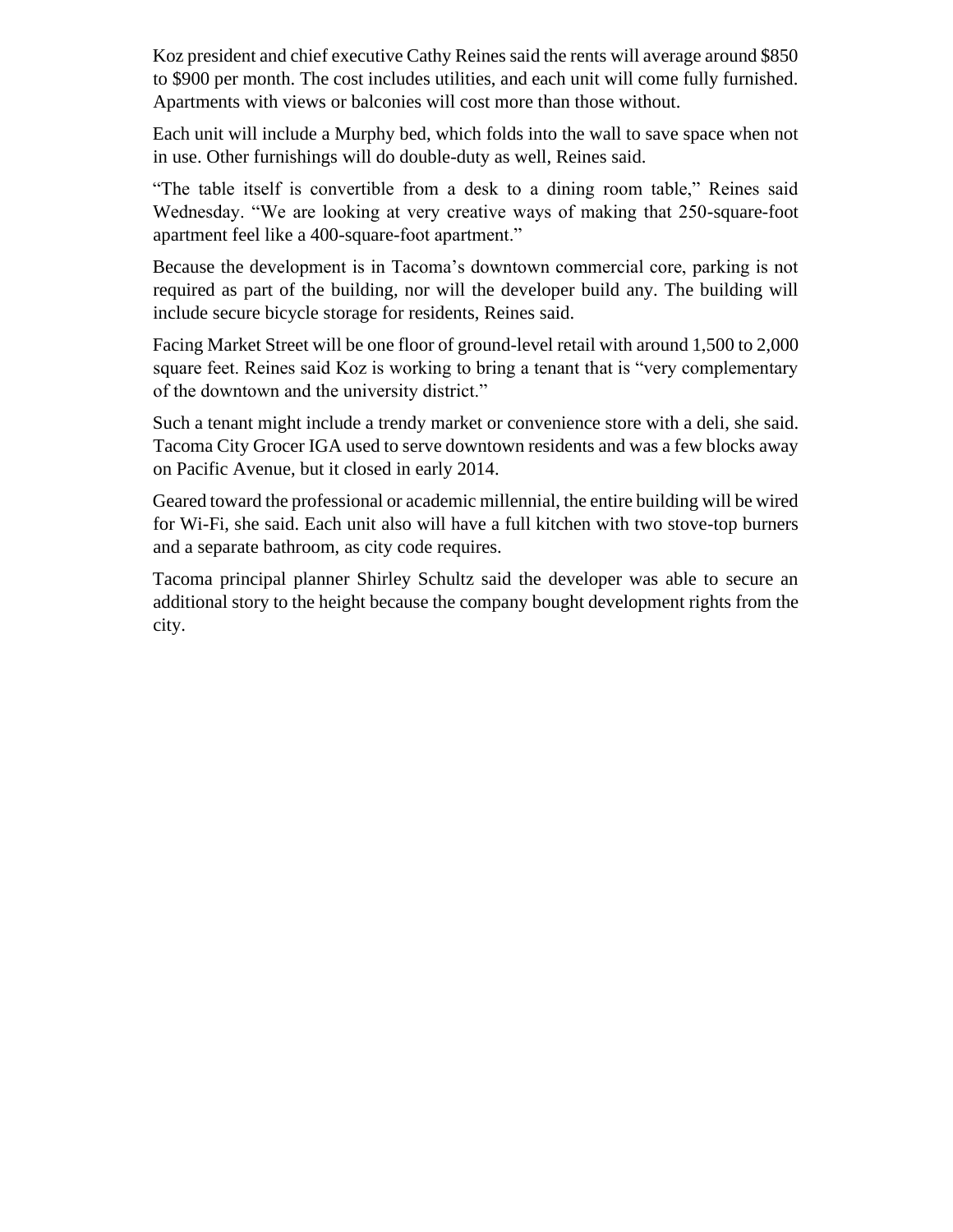Koz president and chief executive Cathy Reines said the rents will average around $850 to $900 per month. The cost includes utilities, and each unit will come fully furnished. Apartments with views or balconies will cost more than those without.

Each unit will include a Murphy bed, which folds into the wall to save space when not in use. Other furnishings will do double-duty as well, Reines said.

"The table itself is convertible from a desk to a dining room table," Reines said Wednesday. "We are looking at very creative ways of making that 250-square-foot apartment feel like a 400-square-foot apartment."

Because the development is in Tacoma's downtown commercial core, parking is not required as part of the building, nor will the developer build any. The building will include secure bicycle storage for residents, Reines said.

Facing Market Street will be one floor of ground-level retail with around 1,500 to 2,000 square feet. Reines said Koz is working to bring a tenant that is "very complementary of the downtown and the university district."

Such a tenant might include a trendy market or convenience store with a deli, she said. Tacoma City Grocer IGA used to serve downtown residents and was a few blocks away on Pacific Avenue, but it closed in early 2014.

Geared toward the professional or academic millennial, the entire building will be wired for Wi-Fi, she said. Each unit also will have a full kitchen with two stove-top burners and a separate bathroom, as city code requires.

Tacoma principal planner Shirley Schultz said the developer was able to secure an additional story to the height because the company bought development rights from the city.